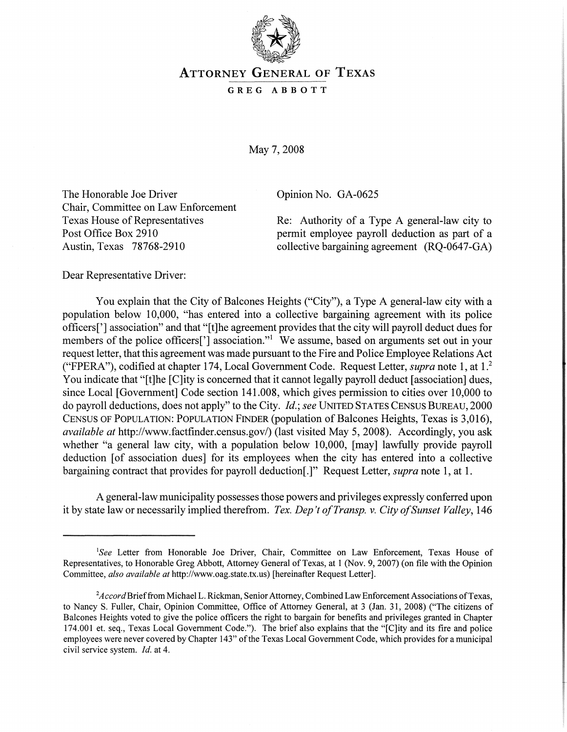# ATTORNEY GENERAL OF TEXAS

GREG ABBOTT

May 7, 2008

The Honorable Joe Driver
Chair, Committee on Law Enforcement
Texas House of Representatives
Post Office Box 2910
Austin, Texas 78768-2910

Opinion No. GA-0625

Re: Authority of a Type A general-law city to permit employee payroll deduction as part of a collective bargaining agreement (RQ-0647-GA)

Dear Representative Driver:

You explain that the City of Balcones Heights ("City"), a Type A general-law city with a population below 10,000, "has entered into a collective bargaining agreement with its police officers['] association" and that "[t]he agreement provides that the city will payroll deduct dues for members of the police officers['] association."[1] We assume, based on arguments set out in your request letter, that this agreement was made pursuant to the Fire and Police Employee Relations Act ("FPERA"), codified at chapter 174, Local Government Code. Request Letter, *supra* note 1, at 1.[2] You indicate that "[t]he [C]ity is concerned that it cannot legally payroll deduct [association] dues, since Local [Government] Code section 141.008, which gives permission to cities over 10,000 to do payroll deductions, does not apply" to the City. *Id.*; *see* UNITED STATES CENSUS BUREAU, 2000 CENSUS OF POPULATION: POPULATION FINDER (population of Balcones Heights, Texas is 3,016), *available at* http://www.factfinder.census.gov/) (last visited May 5, 2008). Accordingly, you ask whether "a general law city, with a population below 10,000, [may] lawfully provide payroll deduction [of association dues] for its employees when the city has entered into a collective bargaining contract that provides for payroll deduction[.]" Request Letter, *supra* note 1, at 1.

A general-law municipality possesses those powers and privileges expressly conferred upon it by state law or necessarily implied therefrom. *Tex. Dep't of Transp. v. City of Sunset Valley*, 146

---

[1]*See* Letter from Honorable Joe Driver, Chair, Committee on Law Enforcement, Texas House of Representatives, to Honorable Greg Abbott, Attorney General of Texas, at 1 (Nov. 9, 2007) (on file with the Opinion Committee, *also available at* http://www.oag.state.tx.us) [hereinafter Request Letter].

[2]*Accord* Brief from Michael L. Rickman, Senior Attorney, Combined Law Enforcement Associations of Texas, to Nancy S. Fuller, Chair, Opinion Committee, Office of Attorney General, at 3 (Jan. 31, 2008) ("The citizens of Balcones Heights voted to give the police officers the right to bargain for benefits and privileges granted in Chapter 174.001 et. seq., Texas Local Government Code."). The brief also explains that the "[C]ity and its fire and police employees were never covered by Chapter 143" of the Texas Local Government Code, which provides for a municipal civil service system. *Id.* at 4.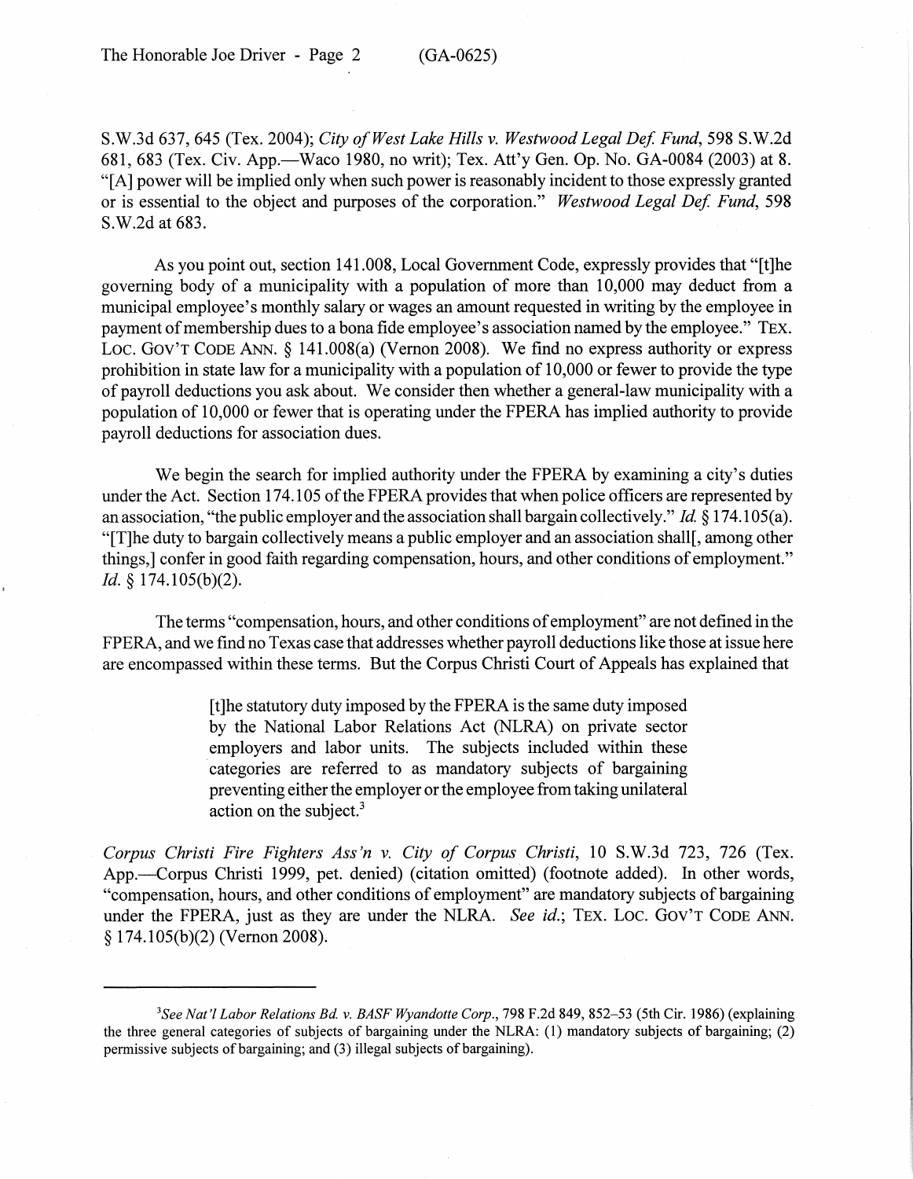S.W.3d 637, 645 (Tex. 2004); *City of West Lake Hills v. Westwood Legal Def. Fund*, 598 S.W.2d 681, 683 (Tex. Civ. App.—Waco 1980, no writ); Tex. Att'y Gen. Op. No. GA-0084 (2003) at 8. "[A] power will be implied only when such power is reasonably incident to those expressly granted or is essential to the object and purposes of the corporation." *Westwood Legal Def. Fund*, 598 S.W.2d at 683.

As you point out, section 141.008, Local Government Code, expressly provides that "[t]he governing body of a municipality with a population of more than 10,000 may deduct from a municipal employee's monthly salary or wages an amount requested in writing by the employee in payment of membership dues to a bona fide employee's association named by the employee." TEX. LOC. GOV'T CODE ANN. § 141.008(a) (Vernon 2008). We find no express authority or express prohibition in state law for a municipality with a population of 10,000 or fewer to provide the type of payroll deductions you ask about. We consider then whether a general-law municipality with a population of 10,000 or fewer that is operating under the FPERA has implied authority to provide payroll deductions for association dues.

We begin the search for implied authority under the FPERA by examining a city's duties under the Act. Section 174.105 of the FPERA provides that when police officers are represented by an association, "the public employer and the association shall bargain collectively." *Id.* § 174.105(a). "[T]he duty to bargain collectively means a public employer and an association shall[, among other things,] confer in good faith regarding compensation, hours, and other conditions of employment." *Id.* § 174.105(b)(2).

The terms "compensation, hours, and other conditions of employment" are not defined in the FPERA, and we find no Texas case that addresses whether payroll deductions like those at issue here are encompassed within these terms. But the Corpus Christi Court of Appeals has explained that

> [t]he statutory duty imposed by the FPERA is the same duty imposed by the National Labor Relations Act (NLRA) on private sector employers and labor units. The subjects included within these categories are referred to as mandatory subjects of bargaining preventing either the employer or the employee from taking unilateral action on the subject.[3]

*Corpus Christi Fire Fighters Ass'n v. City of Corpus Christi*, 10 S.W.3d 723, 726 (Tex. App.—Corpus Christi 1999, pet. denied) (citation omitted) (footnote added). In other words, "compensation, hours, and other conditions of employment" are mandatory subjects of bargaining under the FPERA, just as they are under the NLRA. *See id.*; TEX. LOC. GOV'T CODE ANN. § 174.105(b)(2) (Vernon 2008).

---

[3]*See Nat'l Labor Relations Bd. v. BASF Wyandotte Corp.*, 798 F.2d 849, 852–53 (5th Cir. 1986) (explaining the three general categories of subjects of bargaining under the NLRA: (1) mandatory subjects of bargaining; (2) permissive subjects of bargaining; and (3) illegal subjects of bargaining).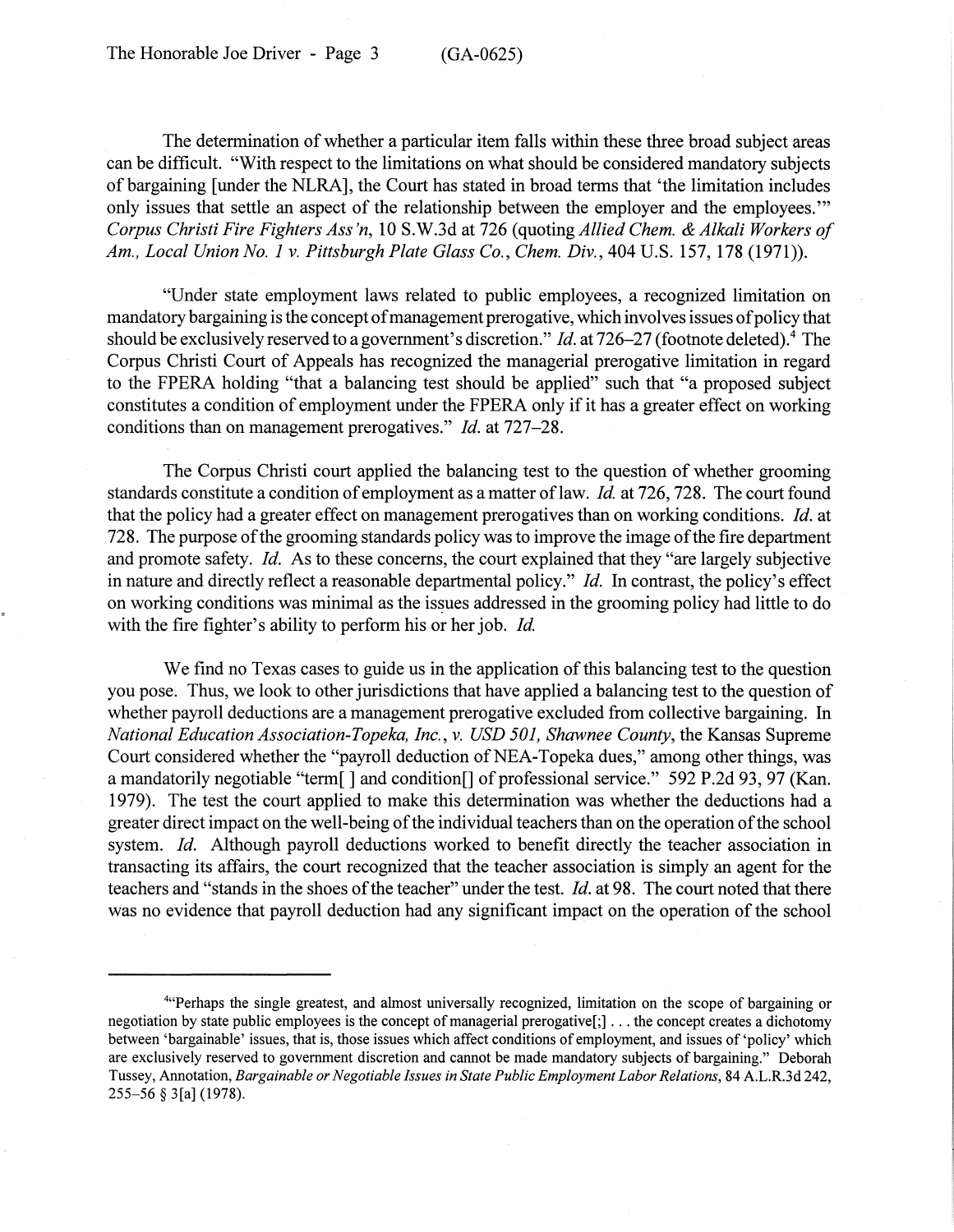The determination of whether a particular item falls within these three broad subject areas can be difficult. "With respect to the limitations on what should be considered mandatory subjects of bargaining [under the NLRA], the Court has stated in broad terms that 'the limitation includes only issues that settle an aspect of the relationship between the employer and the employees.'" *Corpus Christi Fire Fighters Ass'n*, 10 S.W.3d at 726 (quoting *Allied Chem. & Alkali Workers of Am., Local Union No. 1 v. Pittsburgh Plate Glass Co., Chem. Div.*, 404 U.S. 157, 178 (1971)).

"Under state employment laws related to public employees, a recognized limitation on mandatory bargaining is the concept of management prerogative, which involves issues of policy that should be exclusively reserved to a government's discretion." *Id.* at 726–27 (footnote deleted).[4] The Corpus Christi Court of Appeals has recognized the managerial prerogative limitation in regard to the FPERA holding "that a balancing test should be applied" such that "a proposed subject constitutes a condition of employment under the FPERA only if it has a greater effect on working conditions than on management prerogatives." *Id.* at 727–28.

The Corpus Christi court applied the balancing test to the question of whether grooming standards constitute a condition of employment as a matter of law. *Id.* at 726, 728. The court found that the policy had a greater effect on management prerogatives than on working conditions. *Id.* at 728. The purpose of the grooming standards policy was to improve the image of the fire department and promote safety. *Id.* As to these concerns, the court explained that they "are largely subjective in nature and directly reflect a reasonable departmental policy." *Id.* In contrast, the policy's effect on working conditions was minimal as the issues addressed in the grooming policy had little to do with the fire fighter's ability to perform his or her job. *Id.*

We find no Texas cases to guide us in the application of this balancing test to the question you pose. Thus, we look to other jurisdictions that have applied a balancing test to the question of whether payroll deductions are a management prerogative excluded from collective bargaining. In *National Education Association-Topeka, Inc., v. USD 501, Shawnee County*, the Kansas Supreme Court considered whether the "payroll deduction of NEA-Topeka dues," among other things, was a mandatorily negotiable "term[ ] and condition[] of professional service." 592 P.2d 93, 97 (Kan. 1979). The test the court applied to make this determination was whether the deductions had a greater direct impact on the well-being of the individual teachers than on the operation of the school system. *Id.* Although payroll deductions worked to benefit directly the teacher association in transacting its affairs, the court recognized that the teacher association is simply an agent for the teachers and "stands in the shoes of the teacher" under the test. *Id.* at 98. The court noted that there was no evidence that payroll deduction had any significant impact on the operation of the school

---

[4]"Perhaps the single greatest, and almost universally recognized, limitation on the scope of bargaining or negotiation by state public employees is the concept of managerial prerogative[;] . . . the concept creates a dichotomy between 'bargainable' issues, that is, those issues which affect conditions of employment, and issues of 'policy' which are exclusively reserved to government discretion and cannot be made mandatory subjects of bargaining." Deborah Tussey, Annotation, *Bargainable or Negotiable Issues in State Public Employment Labor Relations*, 84 A.L.R.3d 242, 255–56 § 3[a] (1978).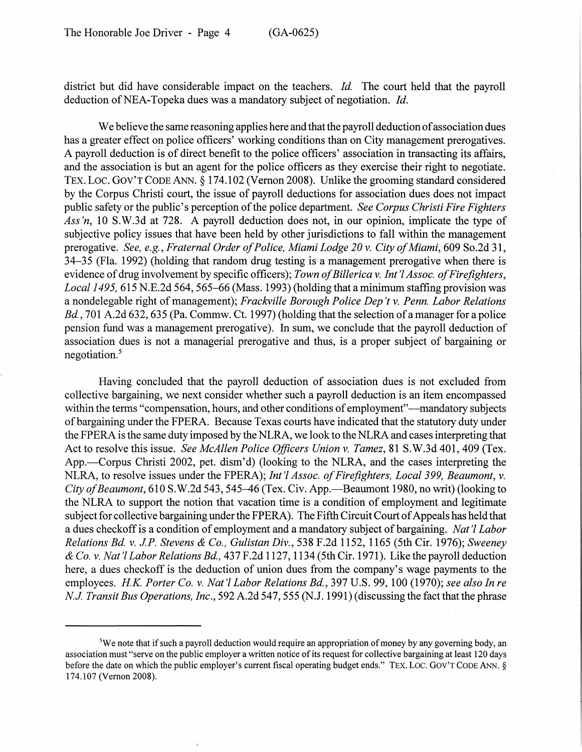district but did have considerable impact on the teachers. *Id.* The court held that the payroll deduction of NEA-Topeka dues was a mandatory subject of negotiation. *Id.*

We believe the same reasoning applies here and that the payroll deduction of association dues has a greater effect on police officers' working conditions than on City management prerogatives. A payroll deduction is of direct benefit to the police officers' association in transacting its affairs, and the association is but an agent for the police officers as they exercise their right to negotiate. TEX. LOC. GOV'T CODE ANN. § 174.102 (Vernon 2008). Unlike the grooming standard considered by the Corpus Christi court, the issue of payroll deductions for association dues does not impact public safety or the public's perception of the police department. *See Corpus Christi Fire Fighters Ass'n*, 10 S.W.3d at 728. A payroll deduction does not, in our opinion, implicate the type of subjective policy issues that have been held by other jurisdictions to fall within the management prerogative. *See, e.g.*, *Fraternal Order of Police, Miami Lodge 20 v. City of Miami*, 609 So.2d 31, 34–35 (Fla. 1992) (holding that random drug testing is a management prerogative when there is evidence of drug involvement by specific officers); *Town of Billerica v. Int'l Assoc. of Firefighters, Local 1495*, 615 N.E.2d 564, 565–66 (Mass. 1993) (holding that a minimum staffing provision was a nondelegable right of management); *Frackville Borough Police Dep't v. Penn. Labor Relations Bd.*, 701 A.2d 632, 635 (Pa. Commw. Ct. 1997) (holding that the selection of a manager for a police pension fund was a management prerogative). In sum, we conclude that the payroll deduction of association dues is not a managerial prerogative and thus, is a proper subject of bargaining or negotiation.[5]

Having concluded that the payroll deduction of association dues is not excluded from collective bargaining, we next consider whether such a payroll deduction is an item encompassed within the terms "compensation, hours, and other conditions of employment"—mandatory subjects of bargaining under the FPERA. Because Texas courts have indicated that the statutory duty under the FPERA is the same duty imposed by the NLRA, we look to the NLRA and cases interpreting that Act to resolve this issue. *See McAllen Police Officers Union v. Tamez*, 81 S.W.3d 401, 409 (Tex. App.—Corpus Christi 2002, pet. dism'd) (looking to the NLRA, and the cases interpreting the NLRA, to resolve issues under the FPERA); *Int'l Assoc. of Firefighters, Local 399, Beaumont, v. City of Beaumont*, 610 S.W.2d 543, 545–46 (Tex. Civ. App.—Beaumont 1980, no writ) (looking to the NLRA to support the notion that vacation time is a condition of employment and legitimate subject for collective bargaining under the FPERA). The Fifth Circuit Court of Appeals has held that a dues checkoff is a condition of employment and a mandatory subject of bargaining. *Nat'l Labor Relations Bd. v. J.P. Stevens & Co., Gulistan Div.*, 538 F.2d 1152, 1165 (5th Cir. 1976); *Sweeney & Co. v. Nat'l Labor Relations Bd.*, 437 F.2d 1127, 1134 (5th Cir. 1971). Like the payroll deduction here, a dues checkoff is the deduction of union dues from the company's wage payments to the employees. *H.K. Porter Co. v. Nat'l Labor Relations Bd.*, 397 U.S. 99, 100 (1970); *see also In re N.J. Transit Bus Operations, Inc.*, 592 A.2d 547, 555 (N.J. 1991) (discussing the fact that the phrase

---

[5] We note that if such a payroll deduction would require an appropriation of money by any governing body, an association must "serve on the public employer a written notice of its request for collective bargaining at least 120 days before the date on which the public employer's current fiscal operating budget ends." TEX. LOC. GOV'T CODE ANN. § 174.107 (Vernon 2008).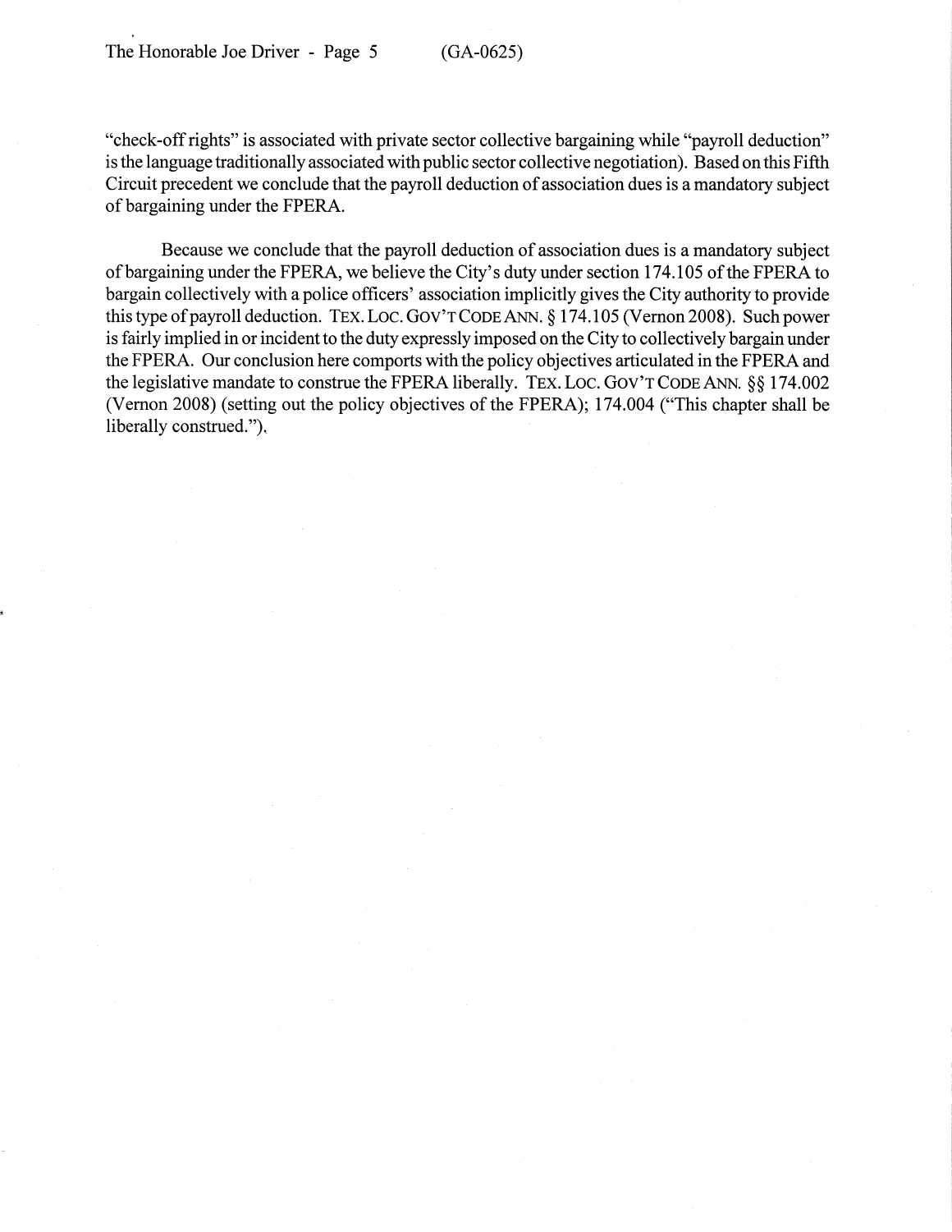"check-off rights" is associated with private sector collective bargaining while "payroll deduction" is the language traditionally associated with public sector collective negotiation). Based on this Fifth Circuit precedent we conclude that the payroll deduction of association dues is a mandatory subject of bargaining under the FPERA.

Because we conclude that the payroll deduction of association dues is a mandatory subject of bargaining under the FPERA, we believe the City's duty under section 174.105 of the FPERA to bargain collectively with a police officers' association implicitly gives the City authority to provide this type of payroll deduction. TEX. LOC. GOV'T CODE ANN. § 174.105 (Vernon 2008). Such power is fairly implied in or incident to the duty expressly imposed on the City to collectively bargain under the FPERA. Our conclusion here comports with the policy objectives articulated in the FPERA and the legislative mandate to construe the FPERA liberally. TEX. LOC. GOV'T CODE ANN. §§ 174.002 (Vernon 2008) (setting out the policy objectives of the FPERA); 174.004 ("This chapter shall be liberally construed.").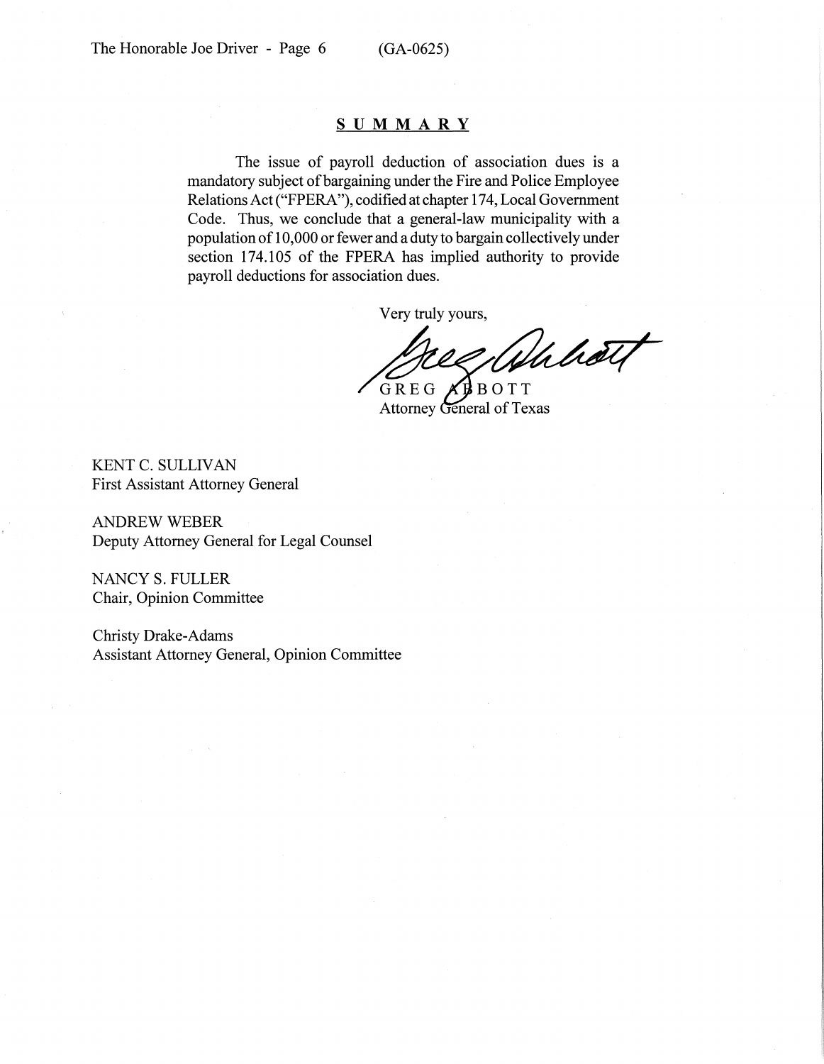## SUMMARY

The issue of payroll deduction of association dues is a mandatory subject of bargaining under the Fire and Police Employee Relations Act ("FPERA"), codified at chapter 174, Local Government Code. Thus, we conclude that a general-law municipality with a population of 10,000 or fewer and a duty to bargain collectively under section 174.105 of the FPERA has implied authority to provide payroll deductions for association dues.

Very truly yours,

GREG ABBOTT
Attorney General of Texas

KENT C. SULLIVAN
First Assistant Attorney General

ANDREW WEBER
Deputy Attorney General for Legal Counsel

NANCY S. FULLER
Chair, Opinion Committee

Christy Drake-Adams
Assistant Attorney General, Opinion Committee